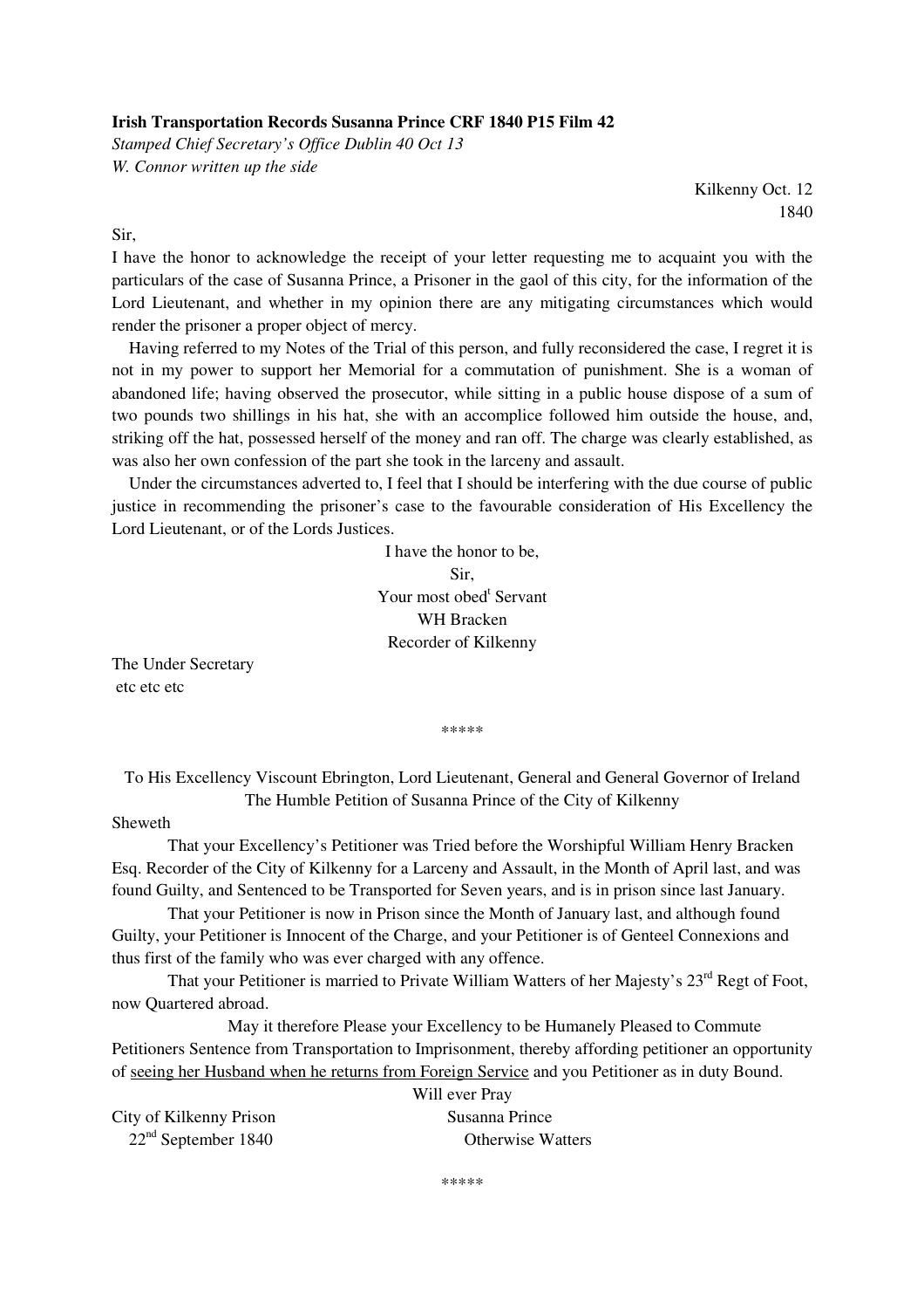**Irish Transportation Records Susanna Prince CRF 1840 P15 Film 42**

*Stamped Chief Secretary's Office Dublin 40 Oct 13*

*W. Connor written up the side*

Kilkenny Oct. 12
1840

Sir,

I have the honor to acknowledge the receipt of your letter requesting me to acquaint you with the particulars of the case of Susanna Prince, a Prisoner in the gaol of this city, for the information of the Lord Lieutenant, and whether in my opinion there are any mitigating circumstances which would render the prisoner a proper object of mercy.

Having referred to my Notes of the Trial of this person, and fully reconsidered the case, I regret it is not in my power to support her Memorial for a commutation of punishment. She is a woman of abandoned life; having observed the prosecutor, while sitting in a public house dispose of a sum of two pounds two shillings in his hat, she with an accomplice followed him outside the house, and, striking off the hat, possessed herself of the money and ran off. The charge was clearly established, as was also her own confession of the part she took in the larceny and assault.

Under the circumstances adverted to, I feel that I should be interfering with the due course of public justice in recommending the prisoner's case to the favourable consideration of His Excellency the Lord Lieutenant, or of the Lords Justices.

I have the honor to be,
Sir,
Your most obed[t] Servant
WH Bracken
Recorder of Kilkenny

The Under Secretary
etc etc etc

\*\*\*\*\*

To His Excellency Viscount Ebrington, Lord Lieutenant, General and General Governor of Ireland
The Humble Petition of Susanna Prince of the City of Kilkenny

Sheweth

That your Excellency's Petitioner was Tried before the Worshipful William Henry Bracken Esq. Recorder of the City of Kilkenny for a Larceny and Assault, in the Month of April last, and was found Guilty, and Sentenced to be Transported for Seven years, and is in prison since last January.

That your Petitioner is now in Prison since the Month of January last, and although found Guilty, your Petitioner is Innocent of the Charge, and your Petitioner is of Genteel Connexions and thus first of the family who was ever charged with any offence.

That your Petitioner is married to Private William Watters of her Majesty's 23[rd] Regt of Foot, now Quartered abroad.

May it therefore Please your Excellency to be Humanely Pleased to Commute Petitioners Sentence from Transportation to Imprisonment, thereby affording petitioner an opportunity of <u>seeing her Husband when he returns from Foreign Service</u> and you Petitioner as in duty Bound.

Will ever Pray

City of Kilkenny Prison
22[nd] September 1840

Susanna Prince
Otherwise Watters

\*\*\*\*\*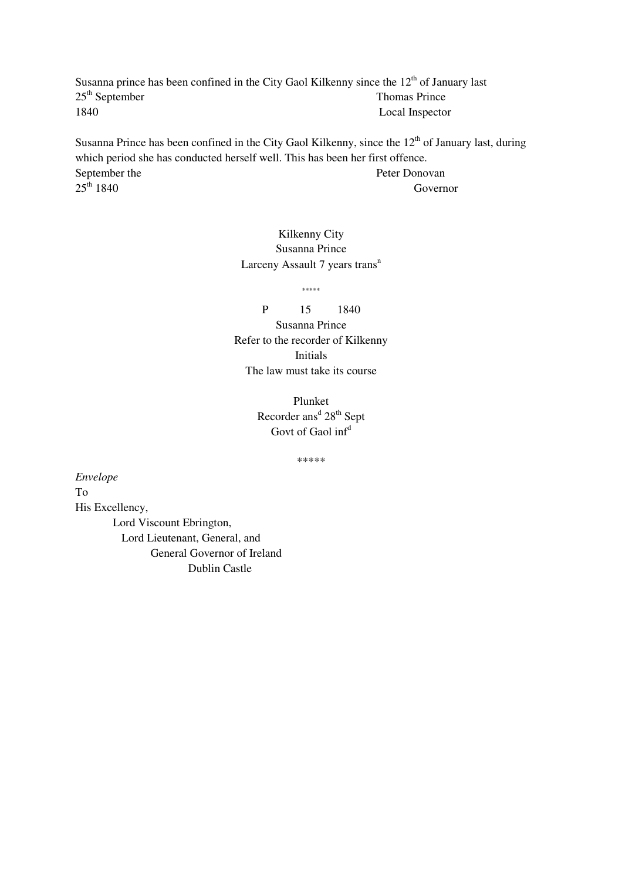Susanna prince has been confined in the City Gaol Kilkenny since the 12th of January last

25th September 1840

Thomas Prince
Local Inspector

Susanna Prince has been confined in the City Gaol Kilkenny, since the 12th of January last, during which period she has conducted herself well. This has been her first offence.

September the 25th 1840

Peter Donovan
Governor

Kilkenny City
Susanna Prince
Larceny Assault 7 years transn

\*\*\*\*\*

P 15 1840
Susanna Prince
Refer to the recorder of Kilkenny
Initials
The law must take its course

Plunket
Recorder ansd 28th Sept
Govt of Gaol infd

\*\*\*\*\*

*Envelope*

To
His Excellency,
Lord Viscount Ebrington,
Lord Lieutenant, General, and
General Governor of Ireland
Dublin Castle